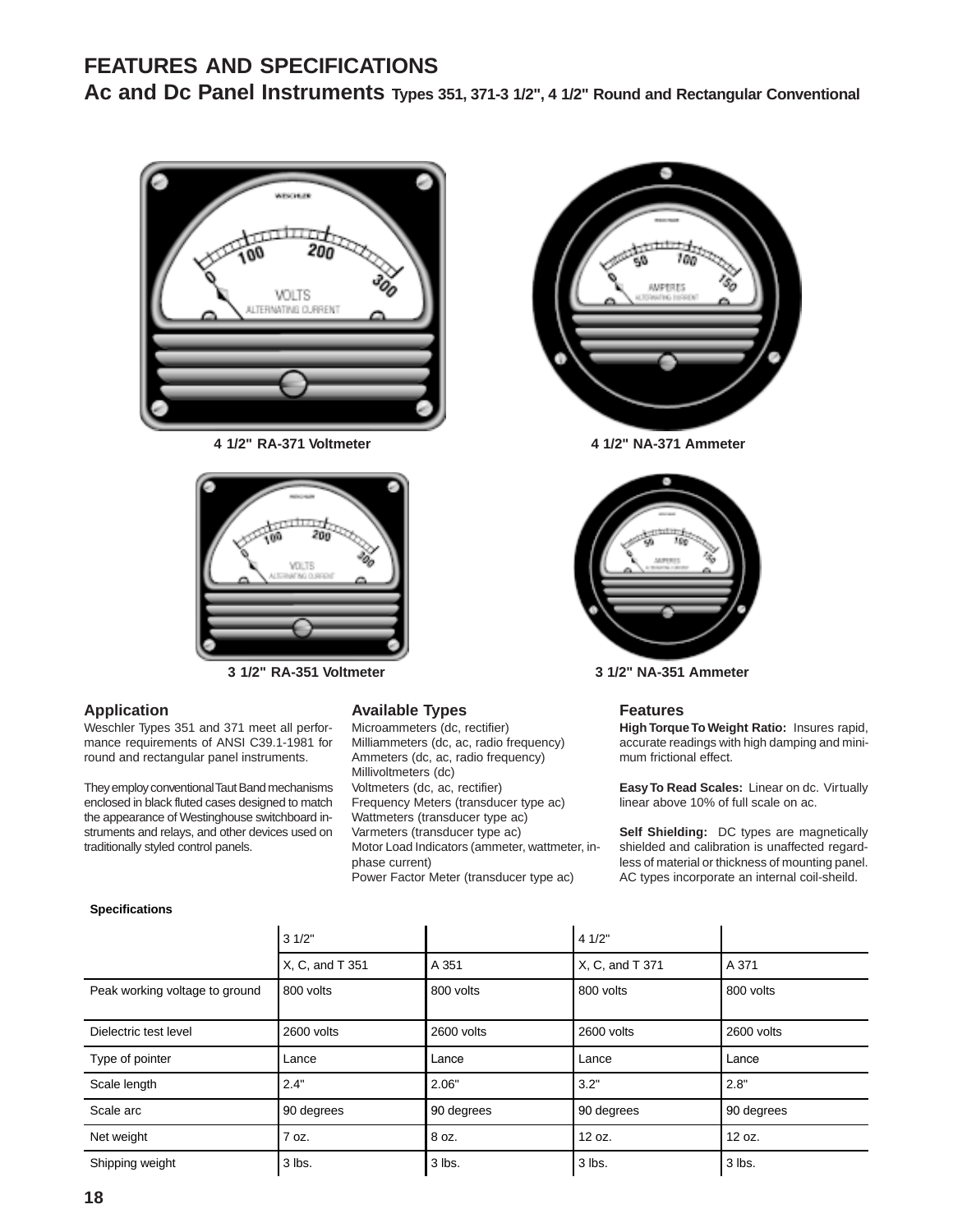# FEATURES AND SPECIFICATIONS

## Ac and Dc Panel Instruments Types 351, 371-3 1/2", 4 1/2" Round and Rectangular Conventional

4 1/2" RA-371 Voltmeter

4 1/2" NA-371 Ammeter

3 1/2" RA-351 Voltmeter

3 1/2" NA-351 Ammeter

### Application

Weschler Types 351 and 371 meet all performance requirements of ANSI C39.1-1981 for round and rectangular panel instruments.

They employ conventional Taut Band mechanisms enclosed in black fluted cases designed to match the appearance of Westinghouse switchboard instruments and relays, and other devices used on traditionally styled control panels.

### Available Types

Microammeters (dc, rectifier)
Milliammeters (dc, ac, radio frequency)
Ammeters (dc, ac, radio frequency)
Millivoltmeters (dc)
Voltmeters (dc, ac, rectifier)
Frequency Meters (transducer type ac)
Wattmeters (transducer type ac)
Varmeters (transducer type ac)
Motor Load Indicators (ammeter, wattmeter, in-phase current)
Power Factor Meter (transducer type ac)

### Features

**High Torque To Weight Ratio:** Insures rapid, accurate readings with high damping and minimum frictional effect.

**Easy To Read Scales:** Linear on dc. Virtually linear above 10% of full scale on ac.

**Self Shielding:** DC types are magnetically shielded and calibration is unaffected regardless of material or thickness of mounting panel. AC types incorporate an internal coil-sheild.

**Specifications**

| | 3 1/2" | | 4 1/2" | |
|---|---|---|---|---|
| | X, C, and T 351 | A 351 | X, C, and T 371 | A 371 |
| Peak working voltage to ground | 800 volts | 800 volts | 800 volts | 800 volts |
| Dielectric test level | 2600 volts | 2600 volts | 2600 volts | 2600 volts |
| Type of pointer | Lance | Lance | Lance | Lance |
| Scale length | 2.4" | 2.06" | 3.2" | 2.8" |
| Scale arc | 90 degrees | 90 degrees | 90 degrees | 90 degrees |
| Net weight | 7 oz. | 8 oz. | 12 oz. | 12 oz. |
| Shipping weight | 3 lbs. | 3 lbs. | 3 lbs. | 3 lbs. |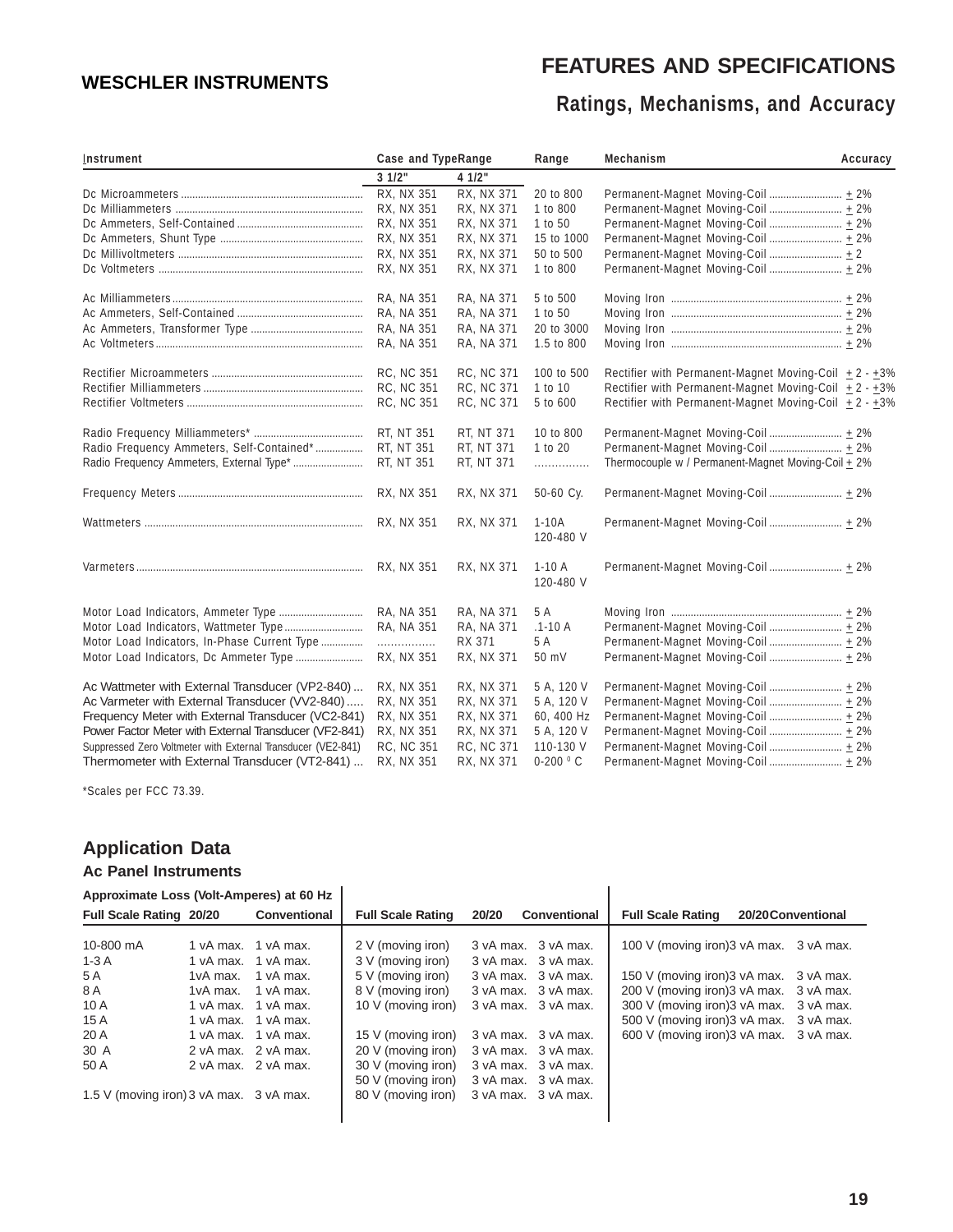## WESCHLER INSTRUMENTS

# FEATURES AND SPECIFICATIONS

### Ratings, Mechanisms, and Accuracy

| Instrument | Case and Type Range 3 1/2" | 4 1/2" | Range | Mechanism | Accuracy |
|---|---|---|---|---|---|
| Dc Microammeters | RX, NX 351 | RX, NX 371 | 20 to 800 | Permanent-Magnet Moving-Coil | ± 2% |
| Dc Milliammeters | RX, NX 351 | RX, NX 371 | 1 to 800 | Permanent-Magnet Moving-Coil | ± 2% |
| Dc Ammeters, Self-Contained | RX, NX 351 | RX, NX 371 | 1 to 50 | Permanent-Magnet Moving-Coil | ± 2% |
| Dc Ammeters, Shunt Type | RX, NX 351 | RX, NX 371 | 15 to 1000 | Permanent-Magnet Moving-Coil | ± 2% |
| Dc Millivoltmeters | RX, NX 351 | RX, NX 371 | 50 to 500 | Permanent-Magnet Moving-Coil | ± 2 |
| Dc Voltmeters | RX, NX 351 | RX, NX 371 | 1 to 800 | Permanent-Magnet Moving-Coil | ± 2% |
| Ac Milliammeters | RA, NA 351 | RA, NA 371 | 5 to 500 | Moving Iron | ± 2% |
| Ac Ammeters, Self-Contained | RA, NA 351 | RA, NA 371 | 1 to 50 | Moving Iron | ± 2% |
| Ac Ammeters, Transformer Type | RA, NA 351 | RA, NA 371 | 20 to 3000 | Moving Iron | ± 2% |
| Ac Voltmeters | RA, NA 351 | RA, NA 371 | 1.5 to 800 | Moving Iron | ± 2% |
| Rectifier Microammeters | RC, NC 351 | RC, NC 371 | 100 to 500 | Rectifier with Permanent-Magnet Moving-Coil | ± 2 - ±3% |
| Rectifier Milliammeters | RC, NC 351 | RC, NC 371 | 1 to 10 | Rectifier with Permanent-Magnet Moving-Coil | ± 2 - ±3% |
| Rectifier Voltmeters | RC, NC 351 | RC, NC 371 | 5 to 600 | Rectifier with Permanent-Magnet Moving-Coil | ± 2 - ±3% |
| Radio Frequency Milliammeters* | RT, NT 351 | RT, NT 371 | 10 to 800 | Permanent-Magnet Moving-Coil | ± 2% |
| Radio Frequency Ammeters, Self-Contained* | RT, NT 351 | RT, NT 371 | 1 to 20 | Permanent-Magnet Moving-Coil | ± 2% |
| Radio Frequency Ammeters, External Type* | RT, NT 351 | RT, NT 371 | ............... | Thermocouple w / Permanent-Magnet Moving-Coil | ± 2% |
| Frequency Meters | RX, NX 351 | RX, NX 371 | 50-60 Cy. | Permanent-Magnet Moving-Coil | ± 2% |
| Wattmeters | RX, NX 351 | RX, NX 371 | 1-10A 120-480 V | Permanent-Magnet Moving-Coil | ± 2% |
| Varmeters | RX, NX 351 | RX, NX 371 | 1-10 A 120-480 V | Permanent-Magnet Moving-Coil | ± 2% |
| Motor Load Indicators, Ammeter Type | RA, NA 351 | RA, NA 371 | 5 A | Moving Iron | ± 2% |
| Motor Load Indicators, Wattmeter Type | RA, NA 351 | RA, NA 371 | .1-10 A | Permanent-Magnet Moving-Coil | ± 2% |
| Motor Load Indicators, In-Phase Current Type | ............... | RX 371 | 5 A | Permanent-Magnet Moving-Coil | ± 2% |
| Motor Load Indicators, Dc Ammeter Type | RX, NX 351 | RX, NX 371 | 50 mV | Permanent-Magnet Moving-Coil | ± 2% |
| Ac Wattmeter with External Transducer (VP2-840) | RX, NX 351 | RX, NX 371 | 5 A, 120 V | Permanent-Magnet Moving-Coil | ± 2% |
| Ac Varmeter with External Transducer (VV2-840) | RX, NX 351 | RX, NX 371 | 5 A, 120 V | Permanent-Magnet Moving-Coil | ± 2% |
| Frequency Meter with External Transducer (VC2-841) | RX, NX 351 | RX, NX 371 | 60, 400 Hz | Permanent-Magnet Moving-Coil | ± 2% |
| Power Factor Meter with External Transducer (VF2-841) | RX, NX 351 | RX, NX 371 | 5 A, 120 V | Permanent-Magnet Moving-Coil | ± 2% |
| Suppressed Zero Voltmeter with External Transducer (VE2-841) | RC, NC 351 | RC, NC 371 | 110-130 V | Permanent-Magnet Moving-Coil | ± 2% |
| Thermometer with External Transducer (VT2-841) | RX, NX 351 | RX, NX 371 | 0-200 ⁰ C | Permanent-Magnet Moving-Coil | ± 2% |

*Scales per FCC 73.39.

## Application Data

### Ac Panel Instruments

**Approximate Loss (Volt-Amperes) at 60 Hz**

| Full Scale Rating | 20/20 | Conventional | Full Scale Rating | 20/20 | Conventional | Full Scale Rating | 20/20 | Conventional |
|---|---|---|---|---|---|---|---|---|
| 10-800 mA | 1 vA max. | 1 vA max. | 2 V (moving iron) | 3 vA max. | 3 vA max. | 100 V (moving iron) | 3 vA max. | 3 vA max. |
| 1-3 A | 1 vA max. | 1 vA max. | 3 V (moving iron) | 3 vA max. | 3 vA max. | | | |
| 5 A | 1vA max. | 1 vA max. | 5 V (moving iron) | 3 vA max. | 3 vA max. | 150 V (moving iron) | 3 vA max. | 3 vA max. |
| 8 A | 1vA max. | 1 vA max. | 8 V (moving iron) | 3 vA max. | 3 vA max. | 200 V (moving iron) | 3 vA max. | 3 vA max. |
| 10 A | 1 vA max. | 1 vA max. | 10 V (moving iron) | 3 vA max. | 3 vA max. | 300 V (moving iron) | 3 vA max. | 3 vA max. |
| 15 A | 1 vA max. | 1 vA max. | | | | 500 V (moving iron) | 3 vA max. | 3 vA max. |
| 20 A | 1 vA max. | 1 vA max. | 15 V (moving iron) | 3 vA max. | 3 vA max. | 600 V (moving iron) | 3 vA max. | 3 vA max. |
| 30 A | 2 vA max. | 2 vA max. | 20 V (moving iron) | 3 vA max. | 3 vA max. | | | |
| 50 A | 2 vA max. | 2 vA max. | 30 V (moving iron) | 3 vA max. | 3 vA max. | | | |
| | | | 50 V (moving iron) | 3 vA max. | 3 vA max. | | | |
| 1.5 V (moving iron) | 3 vA max. | 3 vA max. | 80 V (moving iron) | 3 vA max. | 3 vA max. | | | |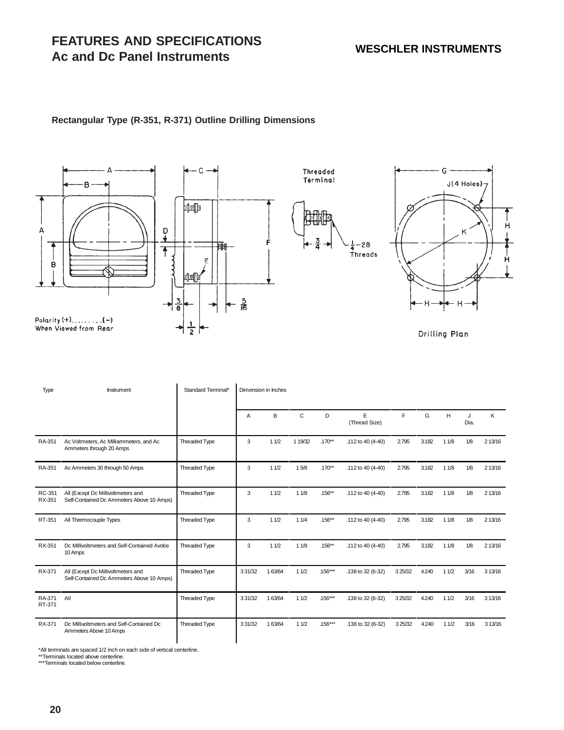# FEATURES AND SPECIFICATIONS
## Ac and Dc Panel Instruments

**WESCHLER INSTRUMENTS**

### Rectangular Type (R-351, R-371) Outline Drilling Dimensions

Threaded Terminal

$\frac{3}{4}$ — $\frac{1}{4}$—28 Threads

J (4 Holes)

Polarity (+).........(−) When Viewed from Rear

Drilling Plan

| Type | Instrument | Standard Terminal* | Dimension in Inches | | | | | | | | | |
|---|---|---|---|---|---|---|---|---|---|---|---|---|
| | | | A | B | C | D | E (Thread Size) | F | G | H | J Dia. | K |
| RA-351 | Ac Voltmeters, Ac Milliammeters, and Ac Ammeters through 20 Amps | Threaded Type | 3 | 1 1/2 | 1 19/32 | .170** | .112 to 40 (4-40) | 2.795 | 3.182 | 1 1/8 | 1/8 | 2 13/16 |
| RA-351 | Ac Ammeters 30 through 50 Amps | Threaded Type | 3 | 1 1/2 | 1 5/8 | .170** | .112 to 40 (4-40) | 2.795 | 3.182 | 1 1/8 | 1/8 | 2 13/16 |
| RC-351 RX-351 | All (Except Dc Millivoltmeters and Self-Contained Dc Ammeters Above 10 Amps) | Threaded Type | 3 | 1 1/2 | 1 1/8 | .156** | .112 to 40 (4-40) | 2.795 | 3.182 | 1 1/8 | 1/8 | 2 13/16 |
| RT-351 | All Thermocouple Types | Threaded Type | 3 | 1 1/2 | 1 1/4 | .156** | .112 to 40 (4-40) | 2.795 | 3.182 | 1 1/8 | 1/8 | 2 13/16 |
| RX-351 | Dc Millivoltmeters and Self-Contained Avobe 10 Amps | Threaded Type | 3 | 1 1/2 | 1 1/8 | .156** | .112 to 40 (4-40) | 2.795 | 3.182 | 1 1/8 | 1/8 | 2 13/16 |
| RX-371 | All (Except Dc Millivoltmeters and Self-Contained Dc Ammeters Above 10 Amps) | Threaded Type | 3 31/32 | 1 63/64 | 1 1/2 | .156*** | .138 to 32 (6-32) | 3 25/32 | 4.240 | 1 1/2 | 3/16 | 3 13/16 |
| RA-371 RT-371 | All | Threaded Type | 3 31/32 | 1 63/64 | 1 1/2 | .156*** | .138 to 32 (6-32) | 3 25/32 | 4.240 | 1 1/2 | 3/16 | 3 13/16 |
| RX-371 | Dc Millivoltmeters and Self-Contained Dc Ammeters Above 10 Amps | Threaded Type | 3 31/32 | 1 63/64 | 1 1/2 | .156*** | .138 to 32 (6-32) | 3 25/32 | 4.240 | 1 1/2 | 3/16 | 3 13/16 |

*All terminals are spaced 1/2 inch on each side of vertical centerline.
**Terminals located above centerline.
***Terminals located below centerline.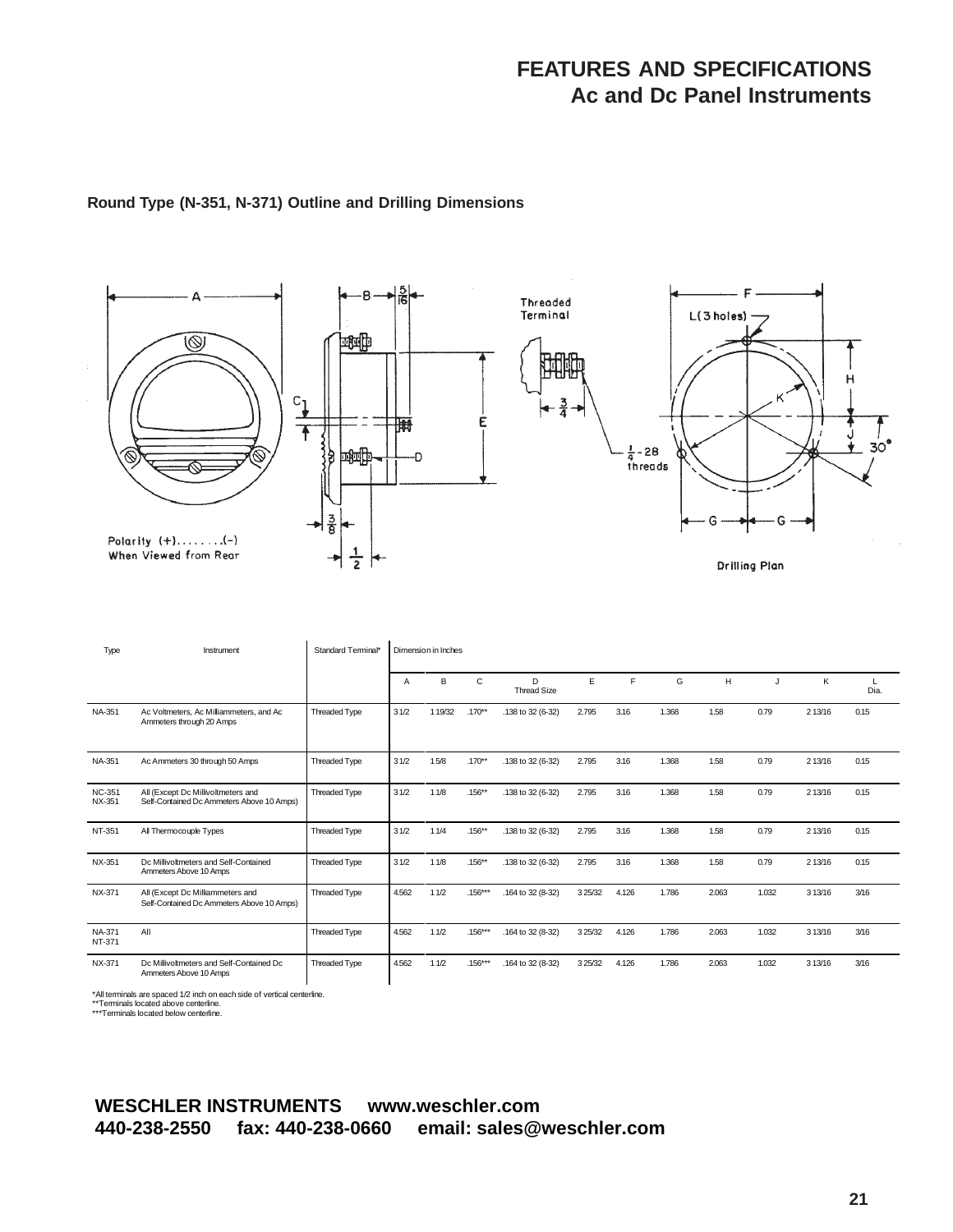# FEATURES AND SPECIFICATIONS
## Ac and Dc Panel Instruments

### Round Type (N-351, N-371) Outline and Drilling Dimensions

A
B
5/16
Threaded Terminal
F
L (3 holes)
H
K
J
30°
C
E
D
3/4
1/4 - 28 threads
G
G
3/8
1/2
Polarity (+)........(-)
When Viewed from Rear
Drilling Plan

| Type | Instrument | Standard Terminal* | Dimension in Inches | | | | | | | | | | |
|---|---|---|---|---|---|---|---|---|---|---|---|---|---|
| | | | A | B | C | D Thread Size | E | F | G | H | J | K | L Dia. |
| NA-351 | Ac Voltmeters, Ac Milliammeters, and Ac Ammeters through 20 Amps | Threaded Type | 3 1/2 | 1 19/32 | .170** | .138 to 32 (6-32) | 2.795 | 3.16 | 1.368 | 1.58 | 0.79 | 2 13/16 | 0.15 |
| NA-351 | Ac Ammeters 30 through 50 Amps | Threaded Type | 3 1/2 | 1 5/8 | .170** | .138 to 32 (6-32) | 2.795 | 3.16 | 1.368 | 1.58 | 0.79 | 2 13/16 | 0.15 |
| NC-351 NX-351 | All (Except Dc Millivoltmeters and Self-Contained Dc Ammeters Above 10 Amps) | Threaded Type | 3 1/2 | 1 1/8 | .156** | .138 to 32 (6-32) | 2.795 | 3.16 | 1.368 | 1.58 | 0.79 | 2 13/16 | 0.15 |
| NT-351 | All Thermocouple Types | Threaded Type | 3 1/2 | 1 1/4 | .156** | .138 to 32 (6-32) | 2.795 | 3.16 | 1.368 | 1.58 | 0.79 | 2 13/16 | 0.15 |
| NX-351 | Dc Millivoltmeters and Self-Contained Ammeters Above 10 Amps | Threaded Type | 3 1/2 | 1 1/8 | .156** | .138 to 32 (6-32) | 2.795 | 3.16 | 1.368 | 1.58 | 0.79 | 2 13/16 | 0.15 |
| NX-371 | All (Except Dc Milliammeters and Self-Contained Dc Ammeters Above 10 Amps) | Threaded Type | 4.562 | 1 1/2 | .156*** | .164 to 32 (8-32) | 3 25/32 | 4.126 | 1.786 | 2.063 | 1.032 | 3 13/16 | 3/16 |
| NA-371 NT-371 | All | Threaded Type | 4.562 | 1 1/2 | .156*** | .164 to 32 (8-32) | 3 25/32 | 4.126 | 1.786 | 2.063 | 1.032 | 3 13/16 | 3/16 |
| NX-371 | Dc Millivoltmeters and Self-Contained Dc Ammeters Above 10 Amps | Threaded Type | 4.562 | 1 1/2 | .156*** | .164 to 32 (8-32) | 3 25/32 | 4.126 | 1.786 | 2.063 | 1.032 | 3 13/16 | 3/16 |

*All terminals are spaced 1/2 inch on each side of vertical centerline.
**Terminals located above centerline.
***Terminals located below centerline.

**WESCHLER INSTRUMENTS www.weschler.com**
**440-238-2550 fax: 440-238-0660 email: sales@weschler.com**